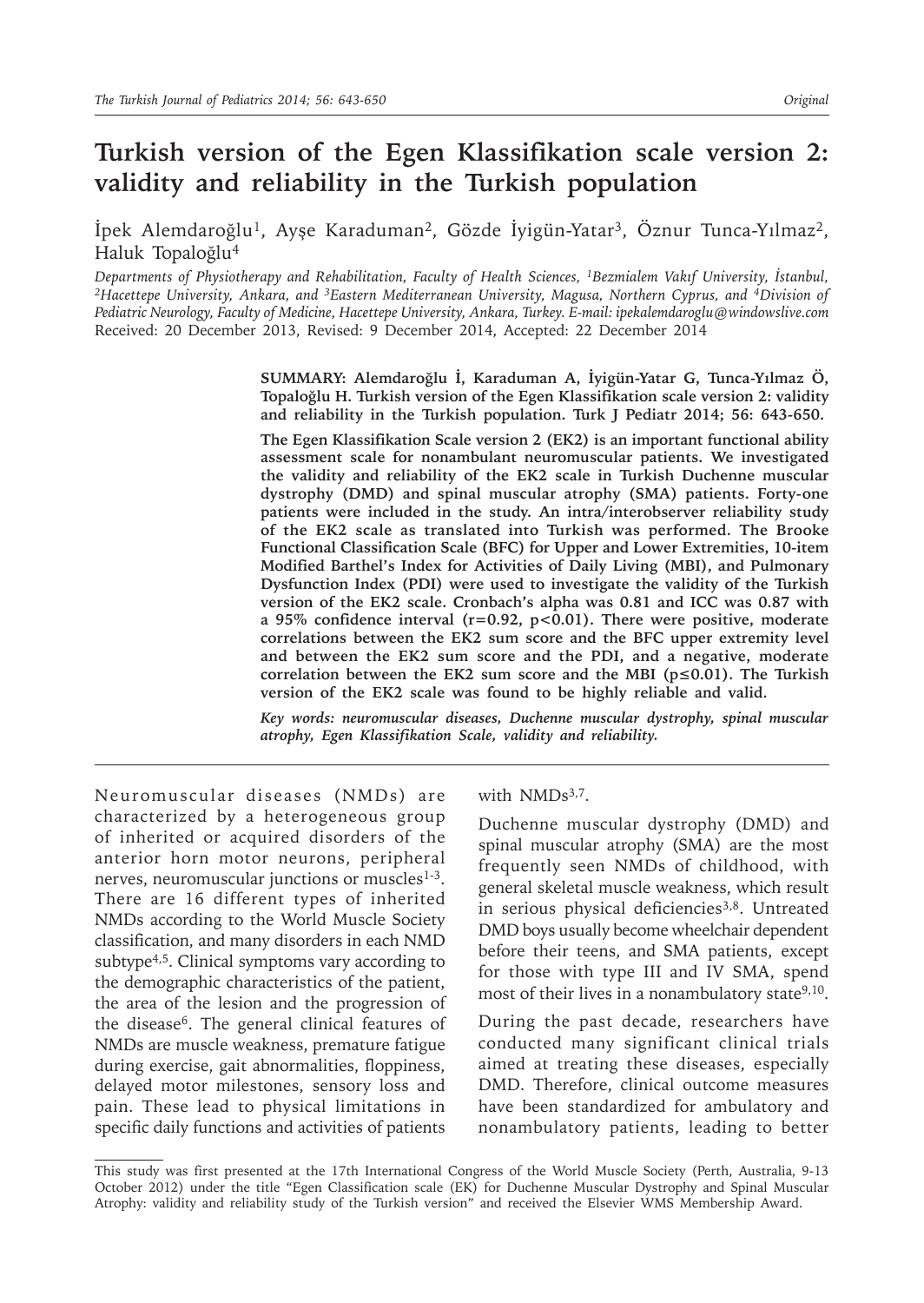# Turkish version of the Egen Klassifikation scale version 2: validity and reliability in the Turkish population

İpek Alemdaroğlu[1], Ayşe Karaduman[2], Gözde İyigün-Yatar[3], Öznur Tunca-Yılmaz[2], Haluk Topaloğlu[4]

*Departments of Physiotherapy and Rehabilitation, Faculty of Health Sciences, [1]Bezmialem Vakıf University, İstanbul, [2]Hacettepe University, Ankara, and [3]Eastern Mediterranean University, Magusa, Northern Cyprus, and [4]Division of Pediatric Neurology, Faculty of Medicine, Hacettepe University, Ankara, Turkey. E-mail: ipekalemdaroglu@windowslive.com*
Received: 20 December 2013, Revised: 9 December 2014, Accepted: 22 December 2014

**SUMMARY: Alemdaroğlu İ, Karaduman A, İyigün-Yatar G, Tunca-Yılmaz Ö, Topaloğlu H. Turkish version of the Egen Klassifikation scale version 2: validity and reliability in the Turkish population. Turk J Pediatr 2014; 56: 643-650.**

**The Egen Klassifikation Scale version 2 (EK2) is an important functional ability assessment scale for nonambulant neuromuscular patients. We investigated the validity and reliability of the EK2 scale in Turkish Duchenne muscular dystrophy (DMD) and spinal muscular atrophy (SMA) patients. Forty-one patients were included in the study. An intra/interobserver reliability study of the EK2 scale as translated into Turkish was performed. The Brooke Functional Classification Scale (BFC) for Upper and Lower Extremities, 10-item Modified Barthel's Index for Activities of Daily Living (MBI), and Pulmonary Dysfunction Index (PDI) were used to investigate the validity of the Turkish version of the EK2 scale. Cronbach's alpha was 0.81 and ICC was 0.87 with a 95% confidence interval ($r=0.92$, $p<0.01$). There were positive, moderate correlations between the EK2 sum score and the BFC upper extremity level and between the EK2 sum score and the PDI, and a negative, moderate correlation between the EK2 sum score and the MBI ($p\leq0.01$). The Turkish version of the EK2 scale was found to be highly reliable and valid.**

***Key words:** neuromuscular diseases, Duchenne muscular dystrophy, spinal muscular atrophy, Egen Klassifikation Scale, validity and reliability.*

Neuromuscular diseases (NMDs) are characterized by a heterogeneous group of inherited or acquired disorders of the anterior horn motor neurons, peripheral nerves, neuromuscular junctions or muscles[1-3]. There are 16 different types of inherited NMDs according to the World Muscle Society classification, and many disorders in each NMD subtype[4,5]. Clinical symptoms vary according to the demographic characteristics of the patient, the area of the lesion and the progression of the disease[6]. The general clinical features of NMDs are muscle weakness, premature fatigue during exercise, gait abnormalities, floppiness, delayed motor milestones, sensory loss and pain. These lead to physical limitations in specific daily functions and activities of patients with NMDs[3,7].

Duchenne muscular dystrophy (DMD) and spinal muscular atrophy (SMA) are the most frequently seen NMDs of childhood, with general skeletal muscle weakness, which result in serious physical deficiencies[3,8]. Untreated DMD boys usually become wheelchair dependent before their teens, and SMA patients, except for those with type III and IV SMA, spend most of their lives in a nonambulatory state[9,10].

During the past decade, researchers have conducted many significant clinical trials aimed at treating these diseases, especially DMD. Therefore, clinical outcome measures have been standardized for ambulatory and nonambulatory patients, leading to better

This study was first presented at the 17th International Congress of the World Muscle Society (Perth, Australia, 9-13 October 2012) under the title "Egen Classification scale (EK) for Duchenne Muscular Dystrophy and Spinal Muscular Atrophy: validity and reliability study of the Turkish version" and received the Elsevier WMS Membership Award.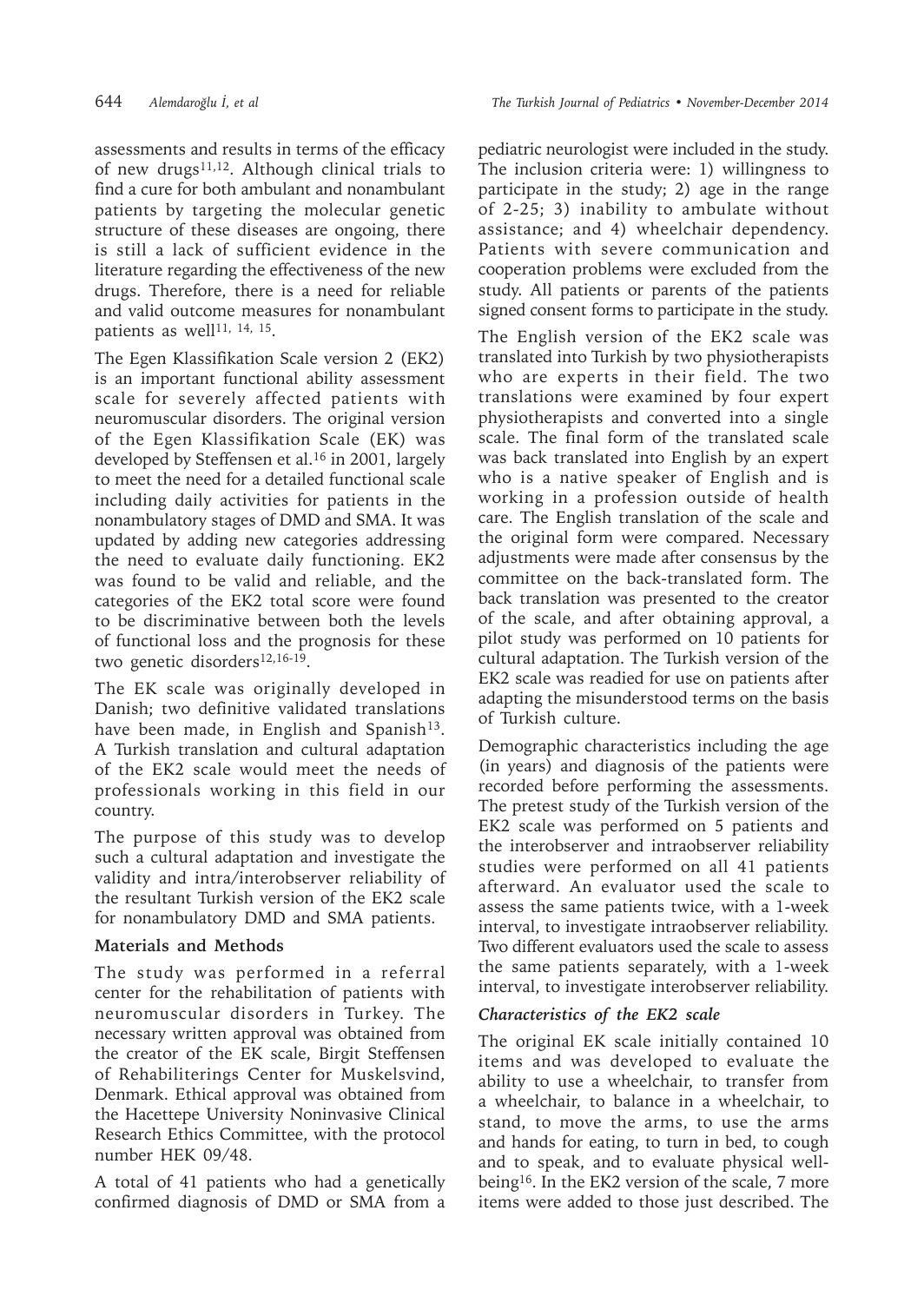assessments and results in terms of the efficacy of new drugs[11,12]. Although clinical trials to find a cure for both ambulant and nonambulant patients by targeting the molecular genetic structure of these diseases are ongoing, there is still a lack of sufficient evidence in the literature regarding the effectiveness of the new drugs. Therefore, there is a need for reliable and valid outcome measures for nonambulant patients as well[11, 14, 15].

The Egen Klassifikation Scale version 2 (EK2) is an important functional ability assessment scale for severely affected patients with neuromuscular disorders. The original version of the Egen Klassifikation Scale (EK) was developed by Steffensen et al.[16] in 2001, largely to meet the need for a detailed functional scale including daily activities for patients in the nonambulatory stages of DMD and SMA. It was updated by adding new categories addressing the need to evaluate daily functioning. EK2 was found to be valid and reliable, and the categories of the EK2 total score were found to be discriminative between both the levels of functional loss and the prognosis for these two genetic disorders[12,16-19].

The EK scale was originally developed in Danish; two definitive validated translations have been made, in English and Spanish[13]. A Turkish translation and cultural adaptation of the EK2 scale would meet the needs of professionals working in this field in our country.

The purpose of this study was to develop such a cultural adaptation and investigate the validity and intra/interobserver reliability of the resultant Turkish version of the EK2 scale for nonambulatory DMD and SMA patients.

## Materials and Methods

The study was performed in a referral center for the rehabilitation of patients with neuromuscular disorders in Turkey. The necessary written approval was obtained from the creator of the EK scale, Birgit Steffensen of Rehabiliterings Center for Muskelsvind, Denmark. Ethical approval was obtained from the Hacettepe University Noninvasive Clinical Research Ethics Committee, with the protocol number HEK 09/48.

A total of 41 patients who had a genetically confirmed diagnosis of DMD or SMA from a pediatric neurologist were included in the study. The inclusion criteria were: 1) willingness to participate in the study; 2) age in the range of 2-25; 3) inability to ambulate without assistance; and 4) wheelchair dependency. Patients with severe communication and cooperation problems were excluded from the study. All patients or parents of the patients signed consent forms to participate in the study.

The English version of the EK2 scale was translated into Turkish by two physiotherapists who are experts in their field. The two translations were examined by four expert physiotherapists and converted into a single scale. The final form of the translated scale was back translated into English by an expert who is a native speaker of English and is working in a profession outside of health care. The English translation of the scale and the original form were compared. Necessary adjustments were made after consensus by the committee on the back-translated form. The back translation was presented to the creator of the scale, and after obtaining approval, a pilot study was performed on 10 patients for cultural adaptation. The Turkish version of the EK2 scale was readied for use on patients after adapting the misunderstood terms on the basis of Turkish culture.

Demographic characteristics including the age (in years) and diagnosis of the patients were recorded before performing the assessments. The pretest study of the Turkish version of the EK2 scale was performed on 5 patients and the interobserver and intraobserver reliability studies were performed on all 41 patients afterward. An evaluator used the scale to assess the same patients twice, with a 1-week interval, to investigate intraobserver reliability. Two different evaluators used the scale to assess the same patients separately, with a 1-week interval, to investigate interobserver reliability.

### *Characteristics of the EK2 scale*

The original EK scale initially contained 10 items and was developed to evaluate the ability to use a wheelchair, to transfer from a wheelchair, to balance in a wheelchair, to stand, to move the arms, to use the arms and hands for eating, to turn in bed, to cough and to speak, and to evaluate physical well-being[16]. In the EK2 version of the scale, 7 more items were added to those just described. The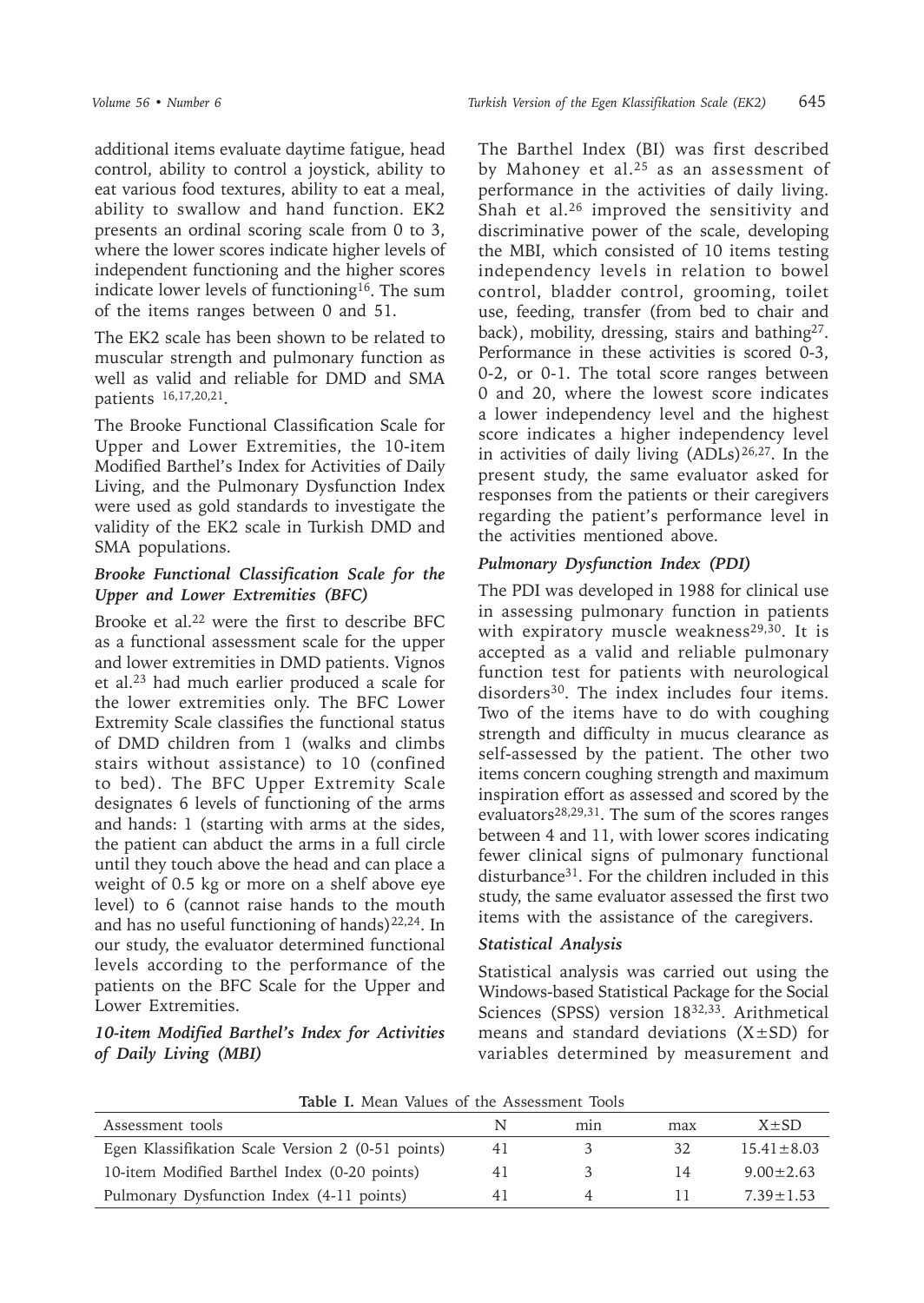additional items evaluate daytime fatigue, head control, ability to control a joystick, ability to eat various food textures, ability to eat a meal, ability to swallow and hand function. EK2 presents an ordinal scoring scale from 0 to 3, where the lower scores indicate higher levels of independent functioning and the higher scores indicate lower levels of functioning[16]. The sum of the items ranges between 0 and 51.

The EK2 scale has been shown to be related to muscular strength and pulmonary function as well as valid and reliable for DMD and SMA patients [16,17,20,21].

The Brooke Functional Classification Scale for Upper and Lower Extremities, the 10-item Modified Barthel's Index for Activities of Daily Living, and the Pulmonary Dysfunction Index were used as gold standards to investigate the validity of the EK2 scale in Turkish DMD and SMA populations.

### *Brooke Functional Classification Scale for the Upper and Lower Extremities (BFC)*

Brooke et al.[22] were the first to describe BFC as a functional assessment scale for the upper and lower extremities in DMD patients. Vignos et al.[23] had much earlier produced a scale for the lower extremities only. The BFC Lower Extremity Scale classifies the functional status of DMD children from 1 (walks and climbs stairs without assistance) to 10 (confined to bed). The BFC Upper Extremity Scale designates 6 levels of functioning of the arms and hands: 1 (starting with arms at the sides, the patient can abduct the arms in a full circle until they touch above the head and can place a weight of 0.5 kg or more on a shelf above eye level) to 6 (cannot raise hands to the mouth and has no useful functioning of hands)[22,24]. In our study, the evaluator determined functional levels according to the performance of the patients on the BFC Scale for the Upper and Lower Extremities.

### *10-item Modified Barthel's Index for Activities of Daily Living (MBI)*

The Barthel Index (BI) was first described by Mahoney et al.[25] as an assessment of performance in the activities of daily living. Shah et al.[26] improved the sensitivity and discriminative power of the scale, developing the MBI, which consisted of 10 items testing independency levels in relation to bowel control, bladder control, grooming, toilet use, feeding, transfer (from bed to chair and back), mobility, dressing, stairs and bathing[27]. Performance in these activities is scored 0-3, 0-2, or 0-1. The total score ranges between 0 and 20, where the lowest score indicates a lower independency level and the highest score indicates a higher independency level in activities of daily living (ADLs)[26,27]. In the present study, the same evaluator asked for responses from the patients or their caregivers regarding the patient's performance level in the activities mentioned above.

### *Pulmonary Dysfunction Index (PDI)*

The PDI was developed in 1988 for clinical use in assessing pulmonary function in patients with expiratory muscle weakness[29,30]. It is accepted as a valid and reliable pulmonary function test for patients with neurological disorders[30]. The index includes four items. Two of the items have to do with coughing strength and difficulty in mucus clearance as self-assessed by the patient. The other two items concern coughing strength and maximum inspiration effort as assessed and scored by the evaluators[28,29,31]. The sum of the scores ranges between 4 and 11, with lower scores indicating fewer clinical signs of pulmonary functional disturbance[31]. For the children included in this study, the same evaluator assessed the first two items with the assistance of the caregivers.

### *Statistical Analysis*

Statistical analysis was carried out using the Windows-based Statistical Package for the Social Sciences (SPSS) version 18[32,33]. Arithmetical means and standard deviations (X±SD) for variables determined by measurement and

**Table I.** Mean Values of the Assessment Tools

| Assessment tools | N | min | max | X±SD |
|---|---|---|---|---|
| Egen Klassifikation Scale Version 2 (0-51 points) | 41 | 3 | 32 | 15.41±8.03 |
| 10-item Modified Barthel Index (0-20 points) | 41 | 3 | 14 | 9.00±2.63 |
| Pulmonary Dysfunction Index (4-11 points) | 41 | 4 | 11 | 7.39±1.53 |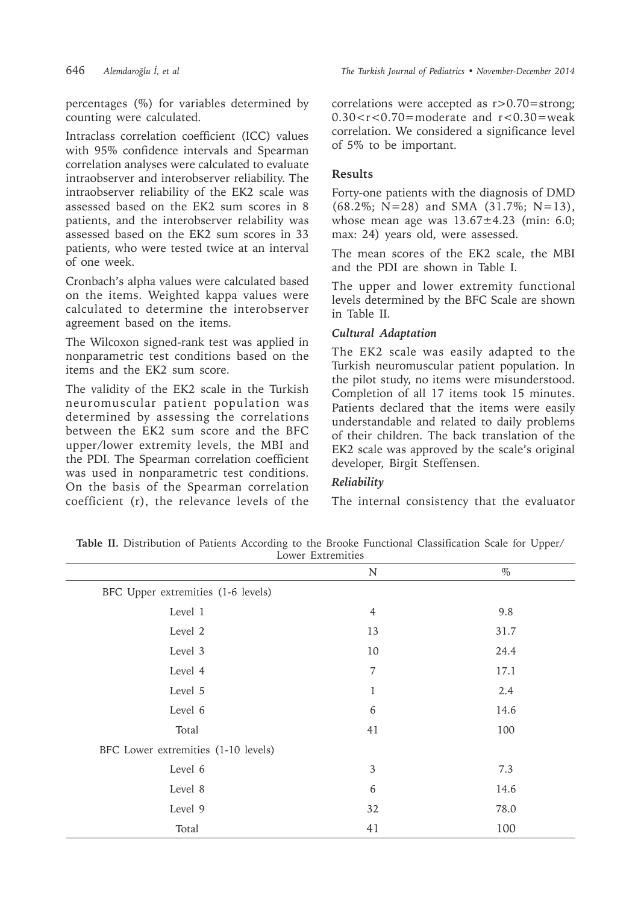percentages (%) for variables determined by counting were calculated.

Intraclass correlation coefficient (ICC) values with 95% confidence intervals and Spearman correlation analyses were calculated to evaluate intraobserver and interobserver reliability. The intraobserver reliability of the EK2 scale was assessed based on the EK2 sum scores in 8 patients, and the interobserver relability was assessed based on the EK2 sum scores in 33 patients, who were tested twice at an interval of one week.

Cronbach's alpha values were calculated based on the items. Weighted kappa values were calculated to determine the interobserver agreement based on the items.

The Wilcoxon signed-rank test was applied in nonparametric test conditions based on the items and the EK2 sum score.

The validity of the EK2 scale in the Turkish neuromuscular patient population was determined by assessing the correlations between the EK2 sum score and the BFC upper/lower extremity levels, the MBI and the PDI. The Spearman correlation coefficient was used in nonparametric test conditions. On the basis of the Spearman correlation coefficient (r), the relevance levels of the correlations were accepted as $r>0.70$=strong; $0.30<r<0.70$=moderate and $r<0.30$=weak correlation. We considered a significance level of 5% to be important.

## Results

Forty-one patients with the diagnosis of DMD (68.2%; N=28) and SMA (31.7%; N=13), whose mean age was 13.67±4.23 (min: 6.0; max: 24) years old, were assessed.

The mean scores of the EK2 scale, the MBI and the PDI are shown in Table I.

The upper and lower extremity functional levels determined by the BFC Scale are shown in Table II.

### *Cultural Adaptation*

The EK2 scale was easily adapted to the Turkish neuromuscular patient population. In the pilot study, no items were misunderstood. Completion of all 17 items took 15 minutes. Patients declared that the items were easily understandable and related to daily problems of their children. The back translation of the EK2 scale was approved by the scale's original developer, Birgit Steffensen.

### *Reliability*

The internal consistency that the evaluator

**Table II.** Distribution of Patients According to the Brooke Functional Classification Scale for Upper/Lower Extremities

| | N | % |
|---|---|---|
| BFC Upper extremities (1-6 levels) | | |
| Level 1 | 4 | 9.8 |
| Level 2 | 13 | 31.7 |
| Level 3 | 10 | 24.4 |
| Level 4 | 7 | 17.1 |
| Level 5 | 1 | 2.4 |
| Level 6 | 6 | 14.6 |
| Total | 41 | 100 |
| BFC Lower extremities (1-10 levels) | | |
| Level 6 | 3 | 7.3 |
| Level 8 | 6 | 14.6 |
| Level 9 | 32 | 78.0 |
| Total | 41 | 100 |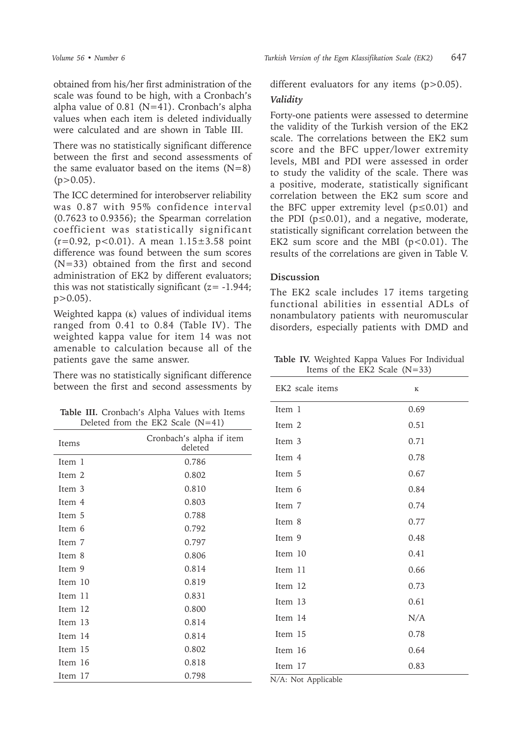obtained from his/her first administration of the scale was found to be high, with a Cronbach's alpha value of 0.81 (N=41). Cronbach's alpha values when each item is deleted individually were calculated and are shown in Table III.

There was no statistically significant difference between the first and second assessments of the same evaluator based on the items (N=8) ($p>0.05$).

The ICC determined for interobserver reliability was 0.87 with 95% confidence interval (0.7623 to 0.9356); the Spearman correlation coefficient was statistically significant ($r=0.92$, $p<0.01$). A mean $1.15\pm3.58$ point difference was found between the sum scores (N=33) obtained from the first and second administration of EK2 by different evaluators; this was not statistically significant ($z= -1.944$; $p>0.05$).

Weighted kappa (κ) values of individual items ranged from 0.41 to 0.84 (Table IV). The weighted kappa value for item 14 was not amenable to calculation because all of the patients gave the same answer.

There was no statistically significant difference between the first and second assessments by different evaluators for any items ($p>0.05$).

**Table III.** Cronbach's Alpha Values with Items Deleted from the EK2 Scale (N=41)

| Items | Cronbach's alpha if item deleted |
|---|---|
| Item 1 | 0.786 |
| Item 2 | 0.802 |
| Item 3 | 0.810 |
| Item 4 | 0.803 |
| Item 5 | 0.788 |
| Item 6 | 0.792 |
| Item 7 | 0.797 |
| Item 8 | 0.806 |
| Item 9 | 0.814 |
| Item 10 | 0.819 |
| Item 11 | 0.831 |
| Item 12 | 0.800 |
| Item 13 | 0.814 |
| Item 14 | 0.814 |
| Item 15 | 0.802 |
| Item 16 | 0.818 |
| Item 17 | 0.798 |

### *Validity*

Forty-one patients were assessed to determine the validity of the Turkish version of the EK2 scale. The correlations between the EK2 sum score and the BFC upper/lower extremity levels, MBI and PDI were assessed in order to study the validity of the scale. There was a positive, moderate, statistically significant correlation between the EK2 sum score and the BFC upper extremity level ($p\leq0.01$) and the PDI ($p\leq0.01$), and a negative, moderate, statistically significant correlation between the EK2 sum score and the MBI ($p<0.01$). The results of the correlations are given in Table V.

## Discussion

The EK2 scale includes 17 items targeting functional abilities in essential ADLs of nonambulatory patients with neuromuscular disorders, especially patients with DMD and

**Table IV.** Weighted Kappa Values For Individual Items of the EK2 Scale (N=33)

| EK2 scale items | κ |
|---|---|
| Item 1 | 0.69 |
| Item 2 | 0.51 |
| Item 3 | 0.71 |
| Item 4 | 0.78 |
| Item 5 | 0.67 |
| Item 6 | 0.84 |
| Item 7 | 0.74 |
| Item 8 | 0.77 |
| Item 9 | 0.48 |
| Item 10 | 0.41 |
| Item 11 | 0.66 |
| Item 12 | 0.73 |
| Item 13 | 0.61 |
| Item 14 | N/A |
| Item 15 | 0.78 |
| Item 16 | 0.64 |
| Item 17 | 0.83 |

N/A: Not Applicable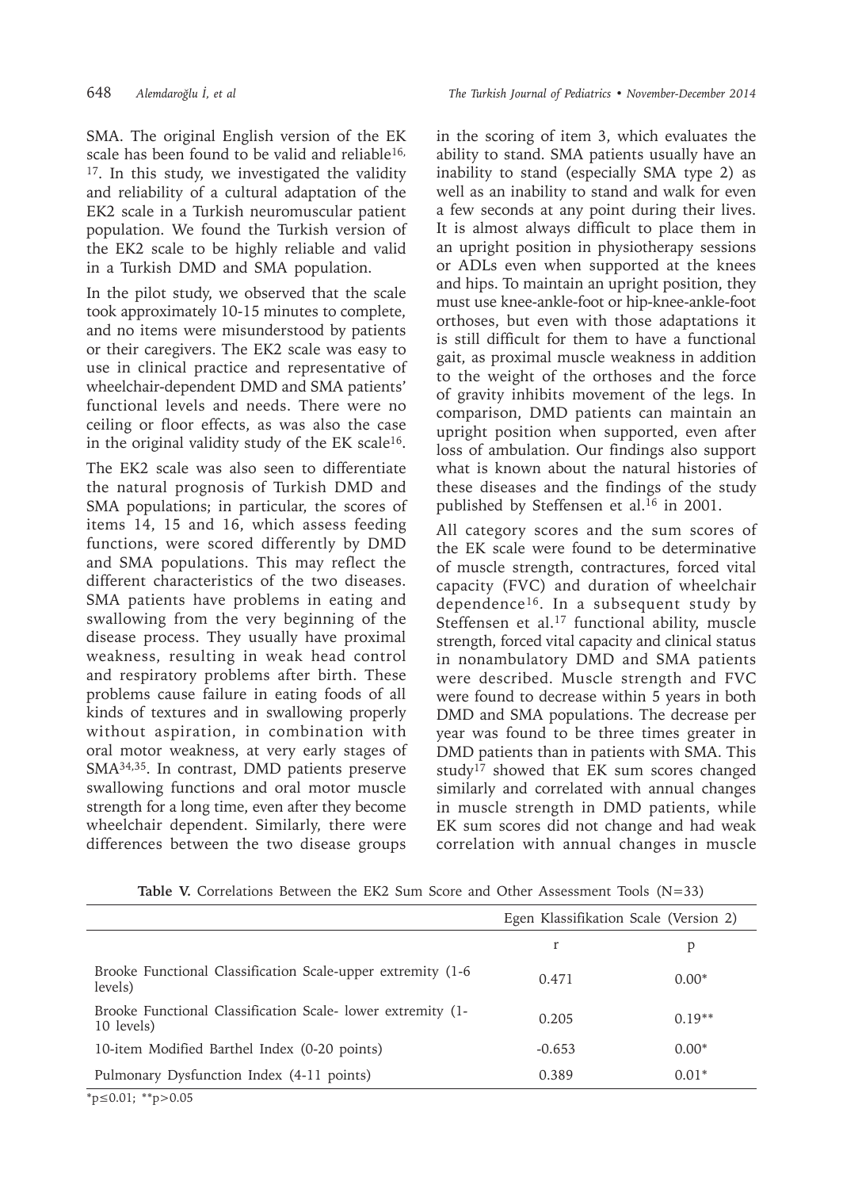SMA. The original English version of the EK scale has been found to be valid and reliable[16, 17]. In this study, we investigated the validity and reliability of a cultural adaptation of the EK2 scale in a Turkish neuromuscular patient population. We found the Turkish version of the EK2 scale to be highly reliable and valid in a Turkish DMD and SMA population.

In the pilot study, we observed that the scale took approximately 10-15 minutes to complete, and no items were misunderstood by patients or their caregivers. The EK2 scale was easy to use in clinical practice and representative of wheelchair-dependent DMD and SMA patients' functional levels and needs. There were no ceiling or floor effects, as was also the case in the original validity study of the EK scale[16].

The EK2 scale was also seen to differentiate the natural prognosis of Turkish DMD and SMA populations; in particular, the scores of items 14, 15 and 16, which assess feeding functions, were scored differently by DMD and SMA populations. This may reflect the different characteristics of the two diseases. SMA patients have problems in eating and swallowing from the very beginning of the disease process. They usually have proximal weakness, resulting in weak head control and respiratory problems after birth. These problems cause failure in eating foods of all kinds of textures and in swallowing properly without aspiration, in combination with oral motor weakness, at very early stages of SMA[34,35]. In contrast, DMD patients preserve swallowing functions and oral motor muscle strength for a long time, even after they become wheelchair dependent. Similarly, there were differences between the two disease groups in the scoring of item 3, which evaluates the ability to stand. SMA patients usually have an inability to stand (especially SMA type 2) as well as an inability to stand and walk for even a few seconds at any point during their lives. It is almost always difficult to place them in an upright position in physiotherapy sessions or ADLs even when supported at the knees and hips. To maintain an upright position, they must use knee-ankle-foot or hip-knee-ankle-foot orthoses, but even with those adaptations it is still difficult for them to have a functional gait, as proximal muscle weakness in addition to the weight of the orthoses and the force of gravity inhibits movement of the legs. In comparison, DMD patients can maintain an upright position when supported, even after loss of ambulation. Our findings also support what is known about the natural histories of these diseases and the findings of the study published by Steffensen et al.[16] in 2001.

All category scores and the sum scores of the EK scale were found to be determinative of muscle strength, contractures, forced vital capacity (FVC) and duration of wheelchair dependence[16]. In a subsequent study by Steffensen et al.[17] functional ability, muscle strength, forced vital capacity and clinical status in nonambulatory DMD and SMA patients were described. Muscle strength and FVC were found to decrease within 5 years in both DMD and SMA populations. The decrease per year was found to be three times greater in DMD patients than in patients with SMA. This study[17] showed that EK sum scores changed similarly and correlated with annual changes in muscle strength in DMD patients, while EK sum scores did not change and had weak correlation with annual changes in muscle

**Table V.** Correlations Between the EK2 Sum Score and Other Assessment Tools (N=33)

| | Egen Klassifikation Scale (Version 2) | |
|---|---|---|
| | r | p |
| Brooke Functional Classification Scale-upper extremity (1-6 levels) | 0.471 | 0.00* |
| Brooke Functional Classification Scale- lower extremity (1-10 levels) | 0.205 | 0.19** |
| 10-item Modified Barthel Index (0-20 points) | -0.653 | 0.00* |
| Pulmonary Dysfunction Index (4-11 points) | 0.389 | 0.01* |

*$p \leq 0.01$; **$p > 0.05$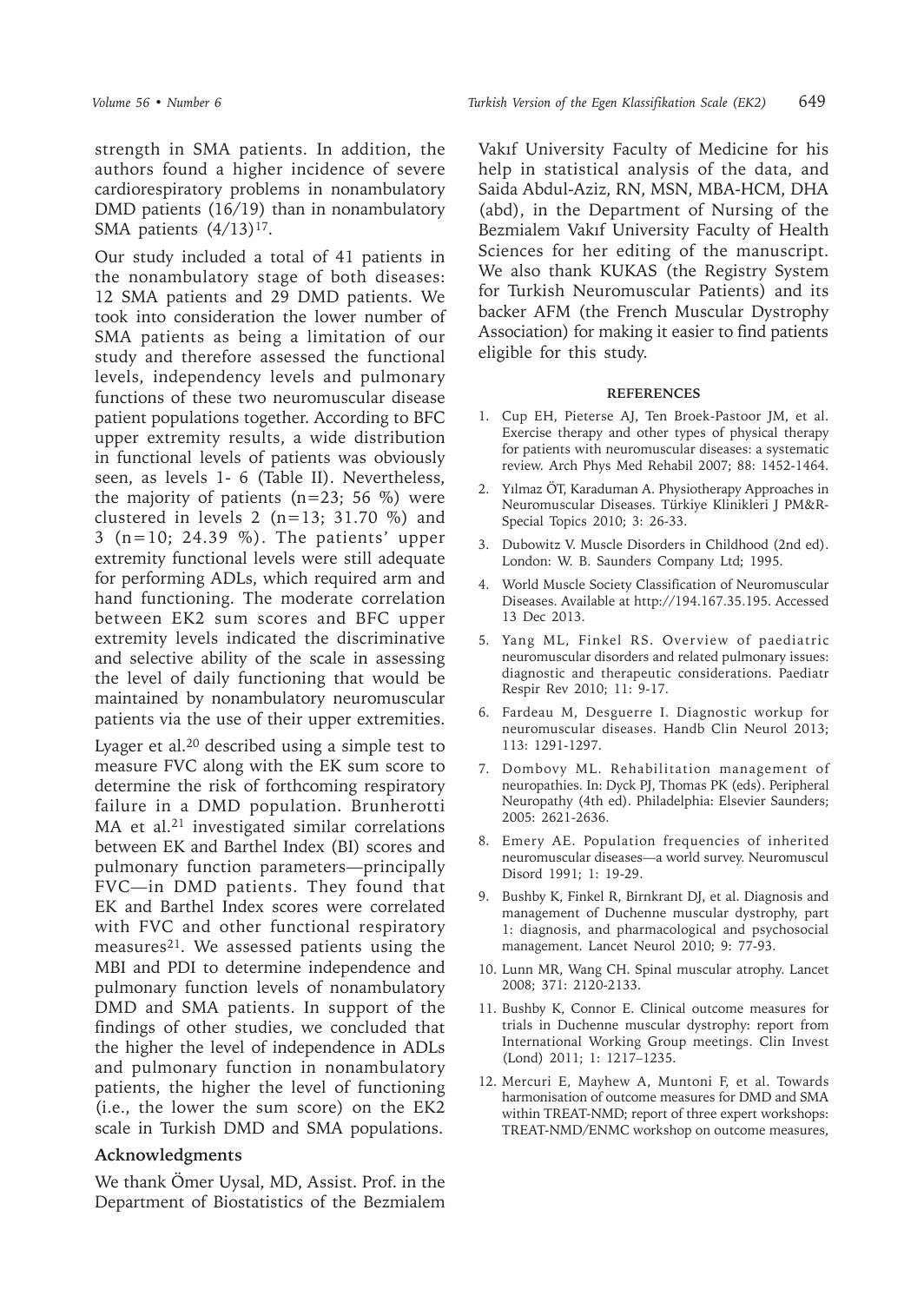strength in SMA patients. In addition, the authors found a higher incidence of severe cardiorespiratory problems in nonambulatory DMD patients (16/19) than in nonambulatory SMA patients (4/13)[17].

Our study included a total of 41 patients in the nonambulatory stage of both diseases: 12 SMA patients and 29 DMD patients. We took into consideration the lower number of SMA patients as being a limitation of our study and therefore assessed the functional levels, independency levels and pulmonary functions of these two neuromuscular disease patient populations together. According to BFC upper extremity results, a wide distribution in functional levels of patients was obviously seen, as levels 1- 6 (Table II). Nevertheless, the majority of patients (n=23; 56 %) were clustered in levels 2 (n=13; 31.70 %) and 3 (n=10; 24.39 %). The patients' upper extremity functional levels were still adequate for performing ADLs, which required arm and hand functioning. The moderate correlation between EK2 sum scores and BFC upper extremity levels indicated the discriminative and selective ability of the scale in assessing the level of daily functioning that would be maintained by nonambulatory neuromuscular patients via the use of their upper extremities.

Lyager et al.[20] described using a simple test to measure FVC along with the EK sum score to determine the risk of forthcoming respiratory failure in a DMD population. Brunherotti MA et al.[21] investigated similar correlations between EK and Barthel Index (BI) scores and pulmonary function parameters—principally FVC—in DMD patients. They found that EK and Barthel Index scores were correlated with FVC and other functional respiratory measures[21]. We assessed patients using the MBI and PDI to determine independence and pulmonary function levels of nonambulatory DMD and SMA patients. In support of the findings of other studies, we concluded that the higher the level of independence in ADLs and pulmonary function in nonambulatory patients, the higher the level of functioning (i.e., the lower the sum score) on the EK2 scale in Turkish DMD and SMA populations.

## Acknowledgments

We thank Ömer Uysal, MD, Assist. Prof. in the Department of Biostatistics of the Bezmialem Vakıf University Faculty of Medicine for his help in statistical analysis of the data, and Saida Abdul-Aziz, RN, MSN, MBA-HCM, DHA (abd), in the Department of Nursing of the Bezmialem Vakıf University Faculty of Health Sciences for her editing of the manuscript. We also thank KUKAS (the Registry System for Turkish Neuromuscular Patients) and its backer AFM (the French Muscular Dystrophy Association) for making it easier to find patients eligible for this study.

## REFERENCES

1. Cup EH, Pieterse AJ, Ten Broek-Pastoor JM, et al. Exercise therapy and other types of physical therapy for patients with neuromuscular diseases: a systematic review. Arch Phys Med Rehabil 2007; 88: 1452-1464.
2. Yılmaz ÖT, Karaduman A. Physiotherapy Approaches in Neuromuscular Diseases. Türkiye Klinikleri J PM&R-Special Topics 2010; 3: 26-33.
3. Dubowitz V. Muscle Disorders in Childhood (2nd ed). London: W. B. Saunders Company Ltd; 1995.
4. World Muscle Society Classification of Neuromuscular Diseases. Available at http://194.167.35.195. Accessed 13 Dec 2013.
5. Yang ML, Finkel RS. Overview of paediatric neuromuscular disorders and related pulmonary issues: diagnostic and therapeutic considerations. Paediatr Respir Rev 2010; 11: 9-17.
6. Fardeau M, Desguerre I. Diagnostic workup for neuromuscular diseases. Handb Clin Neurol 2013; 113: 1291-1297.
7. Dombovy ML. Rehabilitation management of neuropathies. In: Dyck PJ, Thomas PK (eds). Peripheral Neuropathy (4th ed). Philadelphia: Elsevier Saunders; 2005: 2621-2636.
8. Emery AE. Population frequencies of inherited neuromuscular diseases—a world survey. Neuromuscul Disord 1991; 1: 19-29.
9. Bushby K, Finkel R, Birnkrant DJ, et al. Diagnosis and management of Duchenne muscular dystrophy, part 1: diagnosis, and pharmacological and psychosocial management. Lancet Neurol 2010; 9: 77-93.
10. Lunn MR, Wang CH. Spinal muscular atrophy. Lancet 2008; 371: 2120-2133.
11. Bushby K, Connor E. Clinical outcome measures for trials in Duchenne muscular dystrophy: report from International Working Group meetings. Clin Invest (Lond) 2011; 1: 1217–1235.
12. Mercuri E, Mayhew A, Muntoni F, et al. Towards harmonisation of outcome measures for DMD and SMA within TREAT-NMD; report of three expert workshops: TREAT-NMD/ENMC workshop on outcome measures,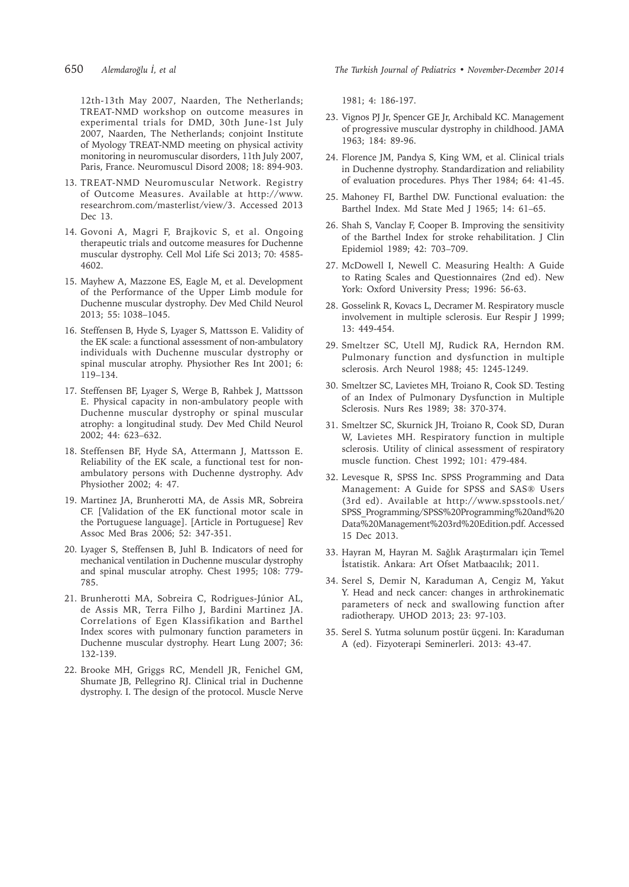12th-13th May 2007, Naarden, The Netherlands; TREAT-NMD workshop on outcome measures in experimental trials for DMD, 30th June-1st July 2007, Naarden, The Netherlands; conjoint Institute of Myology TREAT-NMD meeting on physical activity monitoring in neuromuscular disorders, 11th July 2007, Paris, France. Neuromuscul Disord 2008; 18: 894-903.

13. TREAT-NMD Neuromuscular Network. Registry of Outcome Measures. Available at http://www.researchrom.com/masterlist/view/3. Accessed 2013 Dec 13.
14. Govoni A, Magri F, Brajkovic S, et al. Ongoing therapeutic trials and outcome measures for Duchenne muscular dystrophy. Cell Mol Life Sci 2013; 70: 4585-4602.
15. Mayhew A, Mazzone ES, Eagle M, et al. Development of the Performance of the Upper Limb module for Duchenne muscular dystrophy. Dev Med Child Neurol 2013; 55: 1038–1045.
16. Steffensen B, Hyde S, Lyager S, Mattsson E. Validity of the EK scale: a functional assessment of non-ambulatory individuals with Duchenne muscular dystrophy or spinal muscular atrophy. Physiother Res Int 2001; 6: 119–134.
17. Steffensen BF, Lyager S, Werge B, Rahbek J, Mattsson E. Physical capacity in non-ambulatory people with Duchenne muscular dystrophy or spinal muscular atrophy: a longitudinal study. Dev Med Child Neurol 2002; 44: 623–632.
18. Steffensen BF, Hyde SA, Attermann J, Mattsson E. Reliability of the EK scale, a functional test for non-ambulatory persons with Duchenne dystrophy. Adv Physiother 2002; 4: 47.
19. Martinez JA, Brunherotti MA, de Assis MR, Sobreira CF. [Validation of the EK functional motor scale in the Portuguese language]. [Article in Portuguese] Rev Assoc Med Bras 2006; 52: 347-351.
20. Lyager S, Steffensen B, Juhl B. Indicators of need for mechanical ventilation in Duchenne muscular dystrophy and spinal muscular atrophy. Chest 1995; 108: 779-785.
21. Brunherotti MA, Sobreira C, Rodrigues-Júnior AL, de Assis MR, Terra Filho J, Bardini Martinez JA. Correlations of Egen Klassifikation and Barthel Index scores with pulmonary function parameters in Duchenne muscular dystrophy. Heart Lung 2007; 36: 132-139.
22. Brooke MH, Griggs RC, Mendell JR, Fenichel GM, Shumate JB, Pellegrino RJ. Clinical trial in Duchenne dystrophy. I. The design of the protocol. Muscle Nerve 1981; 4: 186-197.
23. Vignos PJ Jr, Spencer GE Jr, Archibald KC. Management of progressive muscular dystrophy in childhood. JAMA 1963; 184: 89-96.
24. Florence JM, Pandya S, King WM, et al. Clinical trials in Duchenne dystrophy. Standardization and reliability of evaluation procedures. Phys Ther 1984; 64: 41-45.
25. Mahoney FI, Barthel DW. Functional evaluation: the Barthel Index. Md State Med J 1965; 14: 61–65.
26. Shah S, Vanclay F, Cooper B. Improving the sensitivity of the Barthel Index for stroke rehabilitation. J Clin Epidemiol 1989; 42: 703–709.
27. McDowell I, Newell C. Measuring Health: A Guide to Rating Scales and Questionnaires (2nd ed). New York: Oxford University Press; 1996: 56-63.
28. Gosselink R, Kovacs L, Decramer M. Respiratory muscle involvement in multiple sclerosis. Eur Respir J 1999; 13: 449-454.
29. Smeltzer SC, Utell MJ, Rudick RA, Herndon RM. Pulmonary function and dysfunction in multiple sclerosis. Arch Neurol 1988; 45: 1245-1249.
30. Smeltzer SC, Lavietes MH, Troiano R, Cook SD. Testing of an Index of Pulmonary Dysfunction in Multiple Sclerosis. Nurs Res 1989; 38: 370-374.
31. Smeltzer SC, Skurnick JH, Troiano R, Cook SD, Duran W, Lavietes MH. Respiratory function in multiple sclerosis. Utility of clinical assessment of respiratory muscle function. Chest 1992; 101: 479-484.
32. Levesque R, SPSS Inc. SPSS Programming and Data Management: A Guide for SPSS and SAS® Users (3rd ed). Available at http://www.spsstools.net/SPSS_Programming/SPSS%20Programming%20and%20Data%20Management%203rd%20Edition.pdf. Accessed 15 Dec 2013.
33. Hayran M, Hayran M. Sağlık Araştırmaları için Temel İstatistik. Ankara: Art Ofset Matbaacılık; 2011.
34. Serel S, Demir N, Karaduman A, Cengiz M, Yakut Y. Head and neck cancer: changes in arthrokinematic parameters of neck and swallowing function after radiotherapy. UHOD 2013; 23: 97-103.
35. Serel S. Yutma solunum postür üçgeni. In: Karaduman A (ed). Fizyoterapi Seminerleri. 2013: 43-47.